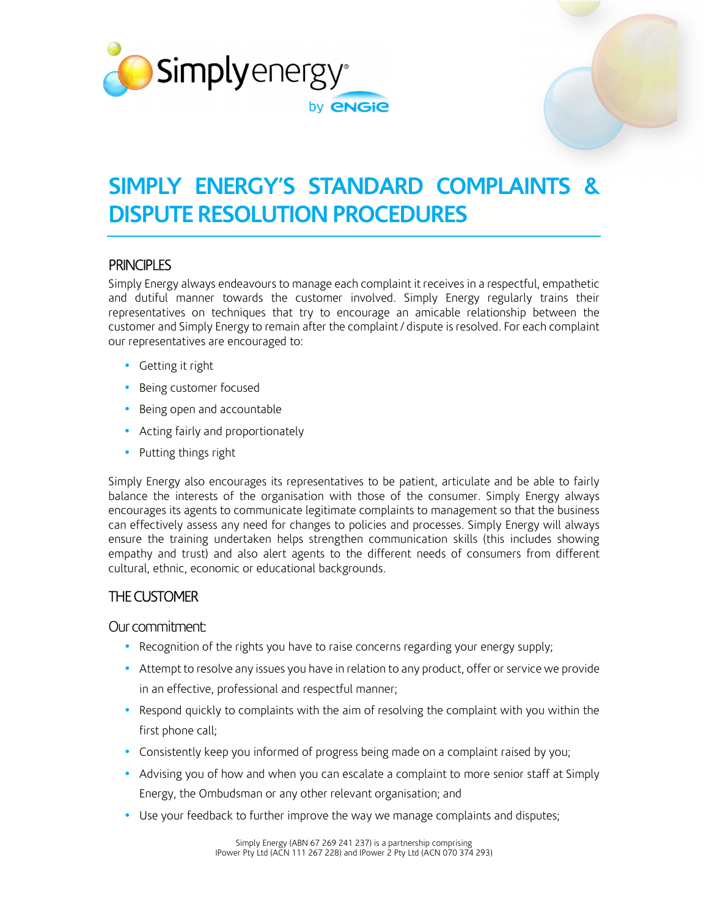# SIMPLY ENERGY'S STANDARD COMPLAINTS & DISPUTE RESOLUTION PROCEDURES

## PRINCIPLES

Simply Energy always endeavours to manage each complaint it receives in a respectful, empathetic and dutiful manner towards the customer involved. Simply Energy regularly trains their representatives on techniques that try to encourage an amicable relationship between the customer and Simply Energy to remain after the complaint / dispute is resolved. For each complaint our representatives are encouraged to:

- Getting it right
- Being customer focused
- Being open and accountable
- Acting fairly and proportionately
- Putting things right

Simply Energy also encourages its representatives to be patient, articulate and be able to fairly balance the interests of the organisation with those of the consumer. Simply Energy always encourages its agents to communicate legitimate complaints to management so that the business can effectively assess any need for changes to policies and processes. Simply Energy will always ensure the training undertaken helps strengthen communication skills (this includes showing empathy and trust) and also alert agents to the different needs of consumers from different cultural, ethnic, economic or educational backgrounds.

## THE CUSTOMER

### Our commitment:

- Recognition of the rights you have to raise concerns regarding your energy supply;
- Attempt to resolve any issues you have in relation to any product, offer or service we provide in an effective, professional and respectful manner;
- Respond quickly to complaints with the aim of resolving the complaint with you within the first phone call;
- Consistently keep you informed of progress being made on a complaint raised by you;
- Advising you of how and when you can escalate a complaint to more senior staff at Simply Energy, the Ombudsman or any other relevant organisation; and
- Use your feedback to further improve the way we manage complaints and disputes;

Simply Energy (ABN 67 269 241 237) is a partnership comprising
IPower Pty Ltd (ACN 111 267 228) and IPower 2 Pty Ltd (ACN 070 374 293)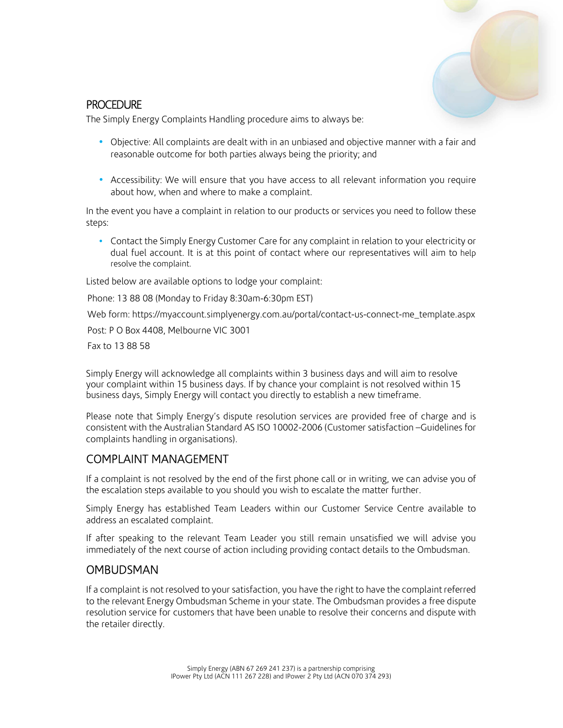## PROCEDURE

The Simply Energy Complaints Handling procedure aims to always be:

- Objective: All complaints are dealt with in an unbiased and objective manner with a fair and reasonable outcome for both parties always being the priority; and

- Accessibility: We will ensure that you have access to all relevant information you require about how, when and where to make a complaint.

In the event you have a complaint in relation to our products or services you need to follow these steps:

- Contact the Simply Energy Customer Care for any complaint in relation to your electricity or dual fuel account. It is at this point of contact where our representatives will aim to help resolve the complaint.

Listed below are available options to lodge your complaint:

Phone: 13 88 08 (Monday to Friday 8:30am-6:30pm EST)

Web form: https://myaccount.simplyenergy.com.au/portal/contact-us-connect-me_template.aspx

Post: P O Box 4408, Melbourne VIC 3001

Fax to 13 88 58

Simply Energy will acknowledge all complaints within 3 business days and will aim to resolve your complaint within 15 business days. If by chance your complaint is not resolved within 15 business days, Simply Energy will contact you directly to establish a new timeframe.

Please note that Simply Energy's dispute resolution services are provided free of charge and is consistent with the Australian Standard AS ISO 10002-2006 (Customer satisfaction –Guidelines for complaints handling in organisations).

## COMPLAINT MANAGEMENT

If a complaint is not resolved by the end of the first phone call or in writing, we can advise you of the escalation steps available to you should you wish to escalate the matter further.

Simply Energy has established Team Leaders within our Customer Service Centre available to address an escalated complaint.

If after speaking to the relevant Team Leader you still remain unsatisfied we will advise you immediately of the next course of action including providing contact details to the Ombudsman.

## OMBUDSMAN

If a complaint is not resolved to your satisfaction, you have the right to have the complaint referred to the relevant Energy Ombudsman Scheme in your state. The Ombudsman provides a free dispute resolution service for customers that have been unable to resolve their concerns and dispute with the retailer directly.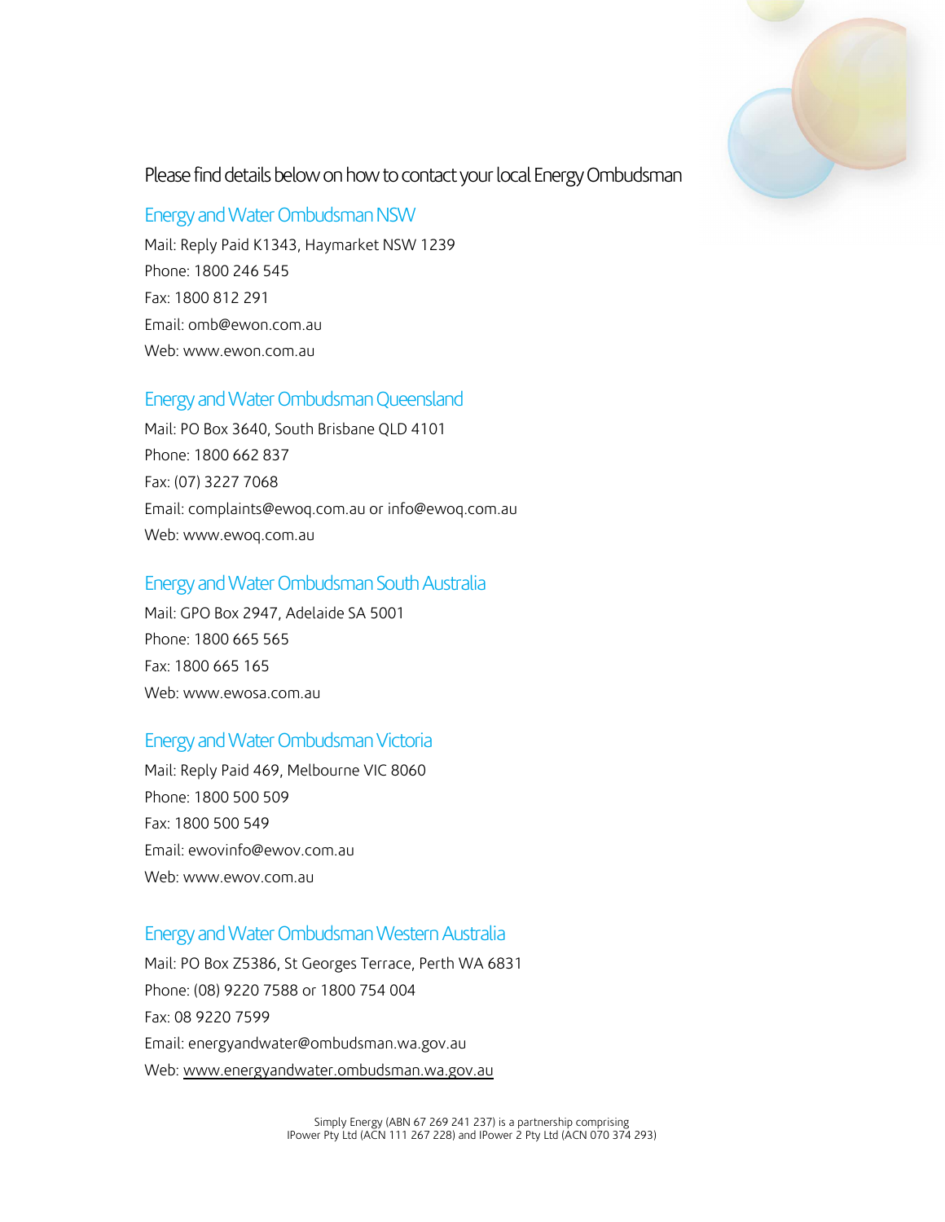Please find details below on how to contact your local Energy Ombudsman

## Energy and Water Ombudsman NSW

Mail: Reply Paid K1343, Haymarket NSW 1239
Phone: 1800 246 545
Fax: 1800 812 291
Email: omb@ewon.com.au
Web: www.ewon.com.au

## Energy and Water Ombudsman Queensland

Mail: PO Box 3640, South Brisbane QLD 4101
Phone: 1800 662 837
Fax: (07) 3227 7068
Email: complaints@ewoq.com.au or info@ewoq.com.au
Web: www.ewoq.com.au

## Energy and Water Ombudsman South Australia

Mail: GPO Box 2947, Adelaide SA 5001
Phone: 1800 665 565
Fax: 1800 665 165
Web: www.ewosa.com.au

## Energy and Water Ombudsman Victoria

Mail: Reply Paid 469, Melbourne VIC 8060
Phone: 1800 500 509
Fax: 1800 500 549
Email: ewovinfo@ewov.com.au
Web: www.ewov.com.au

## Energy and Water Ombudsman Western Australia

Mail: PO Box Z5386, St Georges Terrace, Perth WA 6831
Phone: (08) 9220 7588 or 1800 754 004
Fax: 08 9220 7599
Email: energyandwater@ombudsman.wa.gov.au
Web: www.energyandwater.ombudsman.wa.gov.au

Simply Energy (ABN 67 269 241 237) is a partnership comprising
IPower Pty Ltd (ACN 111 267 228) and IPower 2 Pty Ltd (ACN 070 374 293)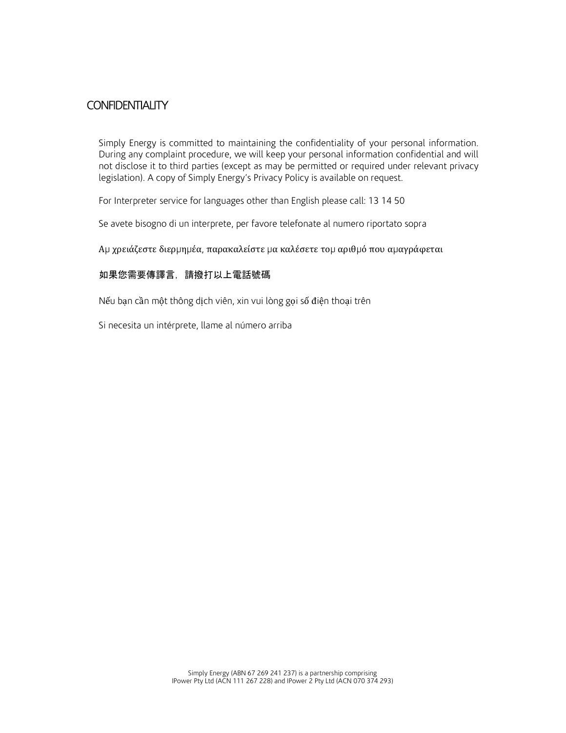## CONFIDENTIALITY

Simply Energy is committed to maintaining the confidentiality of your personal information. During any complaint procedure, we will keep your personal information confidential and will not disclose it to third parties (except as may be permitted or required under relevant privacy legislation). A copy of Simply Energy's Privacy Policy is available on request.

For Interpreter service for languages other than English please call: 13 14 50

Se avete bisogno di un interprete, per favore telefonate al numero riportato sopra

Αμ χρειάζεστε διερμηνέα, παρακαλείστε μα καλέσετε τομ αριθμό που αμαγράφεται

**如果您需要傳譯言，請撥打以上電話號碼**

Nếu bạn cần một thông dịch viên, xin vui lòng gọi số điện thoại trên

Si necesita un intérprete, llame al número arriba